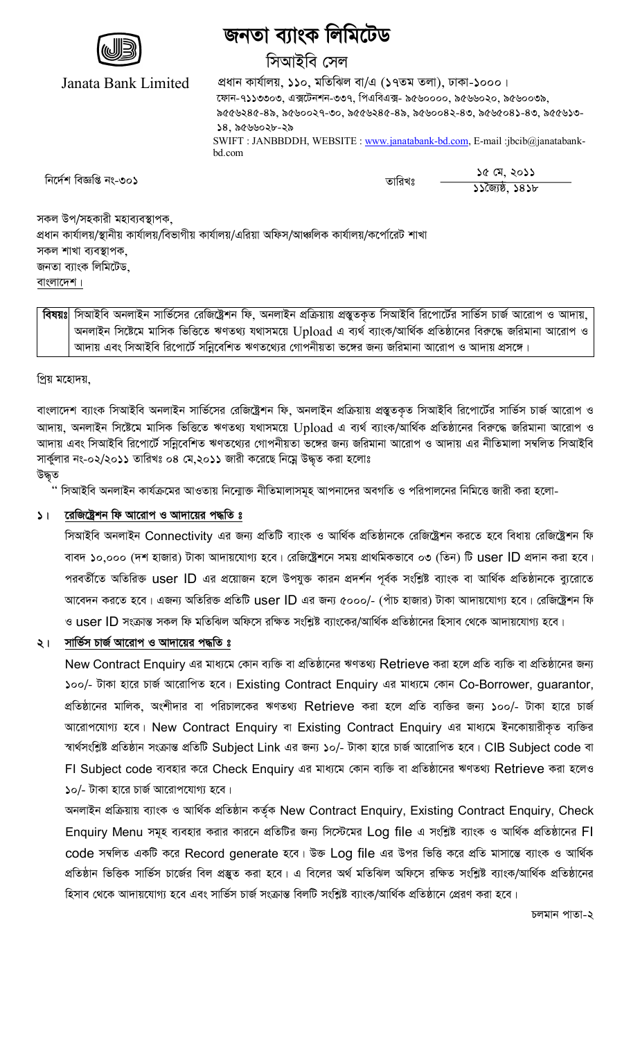# জনতা ব্যাংক লিমিটেড

## সিআইবি সেল

Janata Bank Limited

প্রধান কার্যালয়, ১১০, মতিঝিল বা/এ (১৭তম তলা), ঢাকা-১০০০।
ফোন-৭১১৩৩০৩, এক্সটেনশন-৩৩৭, পিএবিএক্স- ৯৫৬০০০০, ৯৫৬৬০২০, ৯৫৬০০৩৯, ৯৫৫৬২৪৫-৪৯, ৯৫৬০০২৭-৩০, ৯৫৫৬২৪৫-৪৯, ৯৫৬০০৪২-৪৩, ৯৫৬৫০৪১-৪৩, ৯৫৫৬৮১৩-১৪, ৯৫৬৬০২৮-২৯
SWIFT : JANBBDDH, WEBSITE : www.janatabank-bd.com, E-mail :jbcib@janatabank-bd.com

নির্দেশ বিজ্ঞপ্তি নং-৩০১

তারিখঃ ১৫ মে, ২০১১ / ১১জ্যৈষ্ঠ, ১৪১৮

সকল উপ/সহকারী মহাব্যবস্থাপক,
প্রধান কার্যালয়/স্থানীয় কার্যালয়/বিভাগীয় কার্যালয়/এরিয়া অফিস/আঞ্চলিক কার্যালয়/কর্পোরেট শাখা
সকল শাখা ব্যবস্থাপক,
জনতা ব্যাংক লিমিটেড,
বাংলাদেশ।

**বিষয়ঃ** সিআইবি অনলাইন সার্ভিসের রেজিষ্ট্রেশন ফি, অনলাইন প্রক্রিয়ায় প্রস্তুতকৃত সিআইবি রিপোর্টের সার্ভিস চার্জ আরোপ ও আদায়, অনলাইন সিষ্টেমে মাসিক ভিত্তিতে ঋণতথ্য যথাসময়ে Upload এ ব্যর্থ ব্যাংক/আর্থিক প্রতিষ্ঠানের বিরুদ্ধে জরিমানা আরোপ ও আদায় এবং সিআইবি রিপোর্টে সন্নিবেশিত ঋণতথ্যের গোপনীয়তা ভঙ্গের জন্য জরিমানা আরোপ ও আদায় প্রসঙ্গে।

প্রিয় মহোদয়,

বাংলাদেশ ব্যাংক সিআইবি অনলাইন সার্ভিসের রেজিষ্ট্রেশন ফি, অনলাইন প্রক্রিয়ায় প্রস্তুতকৃত সিআইবি রিপোর্টের সার্ভিস চার্জ আরোপ ও আদায়, অনলাইন সিষ্টেমে মাসিক ভিত্তিতে ঋণতথ্য যথাসময়ে Upload এ ব্যর্থ ব্যাংক/আর্থিক প্রতিষ্ঠানের বিরুদ্ধে জরিমানা আরোপ ও আদায় এবং সিআইবি রিপোর্টে সন্নিবেশিত ঋণতথ্যের গোপনীয়তা ভঙ্গের জন্য জরিমানা আরোপ ও আদায় এর নীতিমালা সম্বলিত সিআইবি সার্কুলার নং-০২/২০১১ তারিখঃ ০৪ মে,২০১১ জারী করেছে নিম্নে উদ্ধৃত করা হলোঃ

উদ্ধৃত

" সিআইবি অনলাইন কার্যক্রমের আওতায় নিম্নোক্ত নীতিমালাসমূহ আপনাদের অবগতি ও পরিপালনের নিমিত্তে জারী করা হলো-

১। **রেজিষ্ট্রেশন ফি আরোপ ও আদায়ের পদ্ধতি ঃ**

সিআইবি অনলাইন Connectivity এর জন্য প্রতিটি ব্যাংক ও আর্থিক প্রতিষ্ঠানকে রেজিষ্ট্রেশন করতে হবে বিধায় রেজিষ্ট্রেশন ফি বাবদ ১০,০০০ (দশ হাজার) টাকা আদায়যোগ্য হবে। রেজিষ্ট্রেশনে সময় প্রাথমিকভাবে ০৩ (তিন) টি user ID প্রদান করা হবে। পরবর্তীতে অতিরিক্ত user ID এর প্রয়োজন হলে উপযুক্ত কারন প্রদর্শন পূর্বক সংশ্লিষ্ট ব্যাংক বা আর্থিক প্রতিষ্ঠানকে ব্যুরোতে আবেদন করতে হবে। এজন্য অতিরিক্ত প্রতিটি user ID এর জন্য ৫০০০/- (পাঁচ হাজার) টাকা আদায়যোগ্য হবে। রেজিষ্ট্রেশন ফি ও user ID সংক্রান্ত সকল ফি মতিঝিল অফিসে রক্ষিত সংশ্লিষ্ট ব্যাংকের/আর্থিক প্রতিষ্ঠানের হিসাব থেকে আদায়যোগ্য হবে।

২। **সার্ভিস চার্জ আরোপ ও আদায়ের পদ্ধতি ঃ**

New Contract Enquiry এর মাধ্যমে কোন ব্যক্তি বা প্রতিষ্ঠানের ঋণতথ্য Retrieve করা হলে প্রতি ব্যক্তি বা প্রতিষ্ঠানের জন্য ১০০/- টাকা হারে চার্জ আরোপিত হবে। Existing Contract Enquiry এর মাধ্যমে কোন Co-Borrower, guarantor, প্রতিষ্ঠানের মালিক, অংশীদার বা পরিচালকের ঋণতথ্য Retrieve করা হলে প্রতি ব্যক্তির জন্য ১০০/- টাকা হারে চার্জ আরোপযোগ্য হবে। New Contract Enquiry বা Existing Contract Enquiry এর মাধ্যমে ইনকোয়ারীকৃত ব্যক্তির স্বার্থসংশ্লিষ্ট প্রতিষ্ঠান সংক্রান্ত প্রতিটি Subject Link এর জন্য ১০/- টাকা হারে চার্জ আরোপিত হবে। CIB Subject code বা FI Subject code ব্যবহার করে Check Enquiry এর মাধ্যমে কোন ব্যক্তি বা প্রতিষ্ঠানের ঋণতথ্য Retrieve করা হলেও ১০/- টাকা হারে চার্জ আরোপযোগ্য হবে।

অনলাইন প্রক্রিয়ায় ব্যাংক ও আর্থিক প্রতিষ্ঠান কর্তৃক New Contract Enquiry, Existing Contract Enquiry, Check Enquiry Menu সমূহ ব্যবহার করার কারনে প্রতিটির জন্য সিস্টেমের Log file এ সংশ্লিষ্ট ব্যাংক ও আর্থিক প্রতিষ্ঠানের FI code সম্বলিত একটি করে Record generate হবে। উক্ত Log file এর উপর ভিত্তি করে প্রতি মাসান্তে ব্যাংক ও আর্থিক প্রতিষ্ঠান ভিত্তিক সার্ভিস চার্জের বিল প্রস্তুত করা হবে। এ বিলের অর্থ মতিঝিল অফিসে রক্ষিত সংশ্লিষ্ট ব্যাংক/আর্থিক প্রতিষ্ঠানের হিসাব থেকে আদায়যোগ্য হবে এবং সার্ভিস চার্জ সংক্রান্ত বিলটি সংশ্লিষ্ট ব্যাংক/আর্থিক প্রতিষ্ঠানে প্রেরণ করা হবে।

চলমান পাতা-২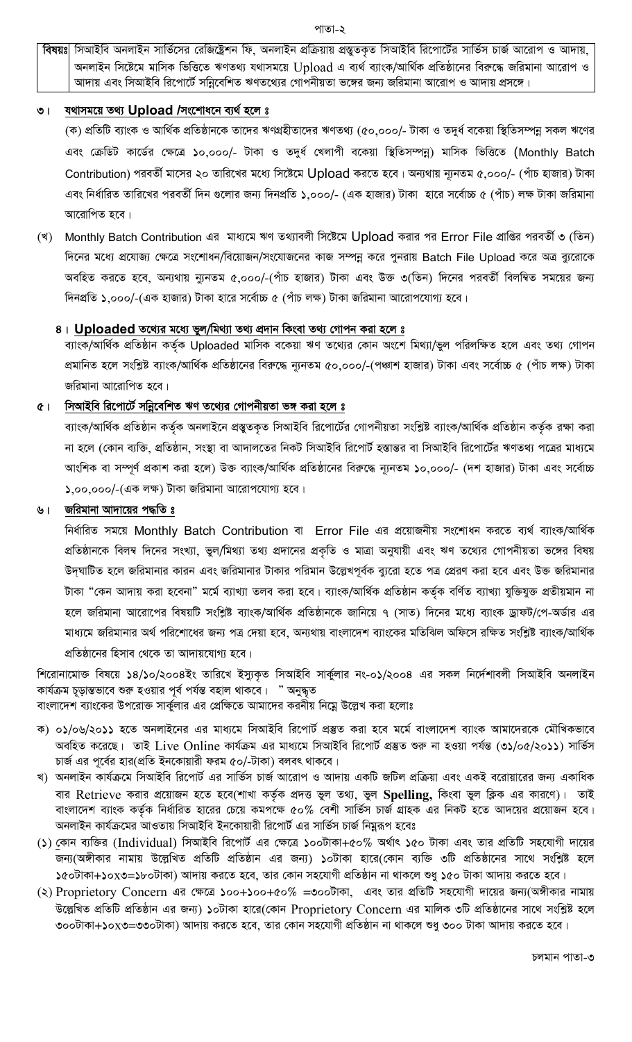**বিষয়ঃ** সিআইবি অনলাইন সার্ভিসের রেজিষ্ট্রেশন ফি, অনলাইন প্রক্রিয়ায় প্রস্তুতকৃত সিআইবি রিপোর্টের সার্ভিস চার্জ আরোপ ও আদায়, অনলাইন সিষ্টেমে মাসিক ভিত্তিতে ঋণতথ্য যথাসময়ে Upload এ ব্যর্থ ব্যাংক/আর্থিক প্রতিষ্ঠানের বিরুদ্ধে জরিমানা আরোপ ও আদায় এবং সিআইবি রিপোর্টে সন্নিবেশিত ঋণতথ্যের গোপনীয়তা ভঙ্গের জন্য জরিমানা আরোপ ও আদায় প্রসঙ্গে।

৩। **যথাসময়ে তথ্য Upload /সংশোধনে ব্যর্থ হলে ঃ**

(ক) প্রতিটি ব্যাংক ও আর্থিক প্রতিষ্ঠানকে তাদের ঋণগ্রহীতাদের ঋণতথ্য (৫০,০০০/- টাকা ও তদূর্ধ বকেয়া স্থিতিসম্পন্ন সকল ঋণের এবং ক্রেডিট কার্ডের ক্ষেত্রে ১০,০০০/- টাকা ও তদূর্ধ খেলাপী বকেয়া স্থিতিসম্পন্ন) মাসিক ভিত্তিতে (Monthly Batch Contribution) পরবর্তী মাসের ২০ তারিখের মধ্যে সিষ্টেমে Upload করতে হবে। অন্যথায় ন্যূনতম ৫,০০০/- (পাঁচ হাজার) টাকা এবং নির্ধারিত তারিখের পরবর্তী দিন গুলোর জন্য দিনপ্রতি ১,০০০/- (এক হাজার) টাকা হারে সর্বোচ্চ ৫ (পাঁচ) লক্ষ টাকা জরিমানা আরোপিত হবে।

(খ) Monthly Batch Contribution এর মাধ্যমে ঋণ তথ্যাবলী সিষ্টেমে Upload করার পর Error File প্রাপ্তির পরবর্তী ৩ (তিন) দিনের মধ্যে প্রযোজ্য ক্ষেত্রে সংশোধন/বিয়োজন/সংযোজনের কাজ সম্পন্ন করে পুনরায় Batch File Upload করে অত্র ব্যুরোকে অবহিত করতে হবে, অন্যথায় ন্যূনতম ৫,০০০/-(পাঁচ হাজার) টাকা এবং উক্ত ৩(তিন) দিনের পরবর্তী বিলম্বিত সময়ের জন্য দিনপ্রতি ১,০০০/-(এক হাজার) টাকা হারে সর্বোচ্চ ৫ (পাঁচ লক্ষ) টাকা জরিমানা আরোপযোগ্য হবে।

৪। **Uploaded তথ্যের মধ্যে ভুল/মিথ্যা তথ্য প্রদান কিংবা তথ্য গোপন করা হলে ঃ**

ব্যাংক/আর্থিক প্রতিষ্ঠান কর্তৃক Uploaded মাসিক বকেয়া ঋণ তথ্যের কোন অংশে মিথ্যা/ভুল পরিলক্ষিত হলে এবং তথ্য গোপন প্রমানিত হলে সংশ্লিষ্ট ব্যাংক/আর্থিক প্রতিষ্ঠানের বিরুদ্ধে ন্যূনতম ৫০,০০০/-(পঞ্চাশ হাজার) টাকা এবং সর্বোচ্চ ৫ (পাঁচ লক্ষ) টাকা জরিমানা আরোপিত হবে।

৫। **সিআইবি রিপোর্টে সন্নিবেশিত ঋণ তথ্যের গোপনীয়তা ভঙ্গ করা হলে ঃ**

ব্যাংক/আর্থিক প্রতিষ্ঠান কর্তৃক অনলাইনে প্রস্তুতকৃত সিআইবি রিপোর্টের গোপনীয়তা সংশ্লিষ্ট ব্যাংক/আর্থিক প্রতিষ্ঠান কর্তৃক রক্ষা করা না হলে (কোন ব্যক্তি, প্রতিষ্ঠান, সংস্থা বা আদালতের নিকট সিআইবি রিপোর্ট হস্তান্তর বা সিআইবি রিপোর্টের ঋণতথ্য পত্রের মাধ্যমে আংশিক বা সম্পূর্ণ প্রকাশ করা হলে) উক্ত ব্যাংক/আর্থিক প্রতিষ্ঠানের বিরুদ্ধে ন্যূনতম ১০,০০০/- (দশ হাজার) টাকা এবং সর্বোচ্চ ১,০০,০০০/-(এক লক্ষ) টাকা জরিমানা আরোপযোগ্য হবে।

৬। **জরিমানা আদায়ের পদ্ধতি ঃ**

নির্ধারিত সময়ে Monthly Batch Contribution বা Error File এর প্রয়োজনীয় সংশোধন করতে ব্যর্থ ব্যাংক/আর্থিক প্রতিষ্ঠানকে বিলম্ব দিনের সংখ্যা, ভুল/মিথ্যা তথ্য প্রদানের প্রকৃতি ও মাত্রা অনুযায়ী এবং ঋণ তথ্যের গোপনীয়তা ভঙ্গের বিষয় উদ্ঘাটিত হলে জরিমানার কারন এবং জরিমানার টাকার পরিমান উল্লেখপূর্বক ব্যুরো হতে পত্র প্রেরণ করা হবে এবং উক্ত জরিমানার টাকা "কেন আদায় করা হবেনা" মর্মে ব্যাখ্যা তলব করা হবে। ব্যাংক/আর্থিক প্রতিষ্ঠান কর্তৃক বর্ণিত ব্যাখ্যা যুক্তিযুক্ত প্রতীয়মান না হলে জরিমানা আরোপের বিষয়টি সংশ্লিষ্ট ব্যাংক/আর্থিক প্রতিষ্ঠানকে জানিয়ে ৭ (সাত) দিনের মধ্যে ব্যাংক ড্রাফট/পে-অর্ডার এর মাধ্যমে জরিমানার অর্থ পরিশোধের জন্য পত্র দেয়া হবে, অন্যথায় বাংলাদেশ ব্যাংকের মতিঝিল অফিসে রক্ষিত সংশ্লিষ্ট ব্যাংক/আর্থিক প্রতিষ্ঠানের হিসাব থেকে তা আদায়যোগ্য হবে।

শিরোনামোক্ত বিষয়ে ১৪/১০/২০০৪ইং তারিখে ইস্যুকৃত সিআইবি সার্কুলার নং-০১/২০০৪ এর সকল নির্দেশাবলী সিআইবি অনলাইন কার্যক্রম চূড়ান্তভাবে শুরু হওয়ার পূর্ব পর্যন্ত বহাল থাকবে। " অনুদ্ধৃত

বাংলাদেশ ব্যাংকের উপরোক্ত সার্কুলার এর প্রেক্ষিতে আমাদের করনীয় নিম্নে উল্লেখ করা হলোঃ

ক) ০১/০৬/২০১১ হতে অনলাইনের এর মাধ্যমে সিআইবি রিপোর্ট প্রস্তুত করা হবে মর্মে বাংলাদেশ ব্যাংক আমাদেরকে মৌখিকভাবে অবহিত করেছে। তাই Live Online কার্যক্রম এর মাধ্যমে সিআইবি রিপোর্ট প্রস্তুত শুরু না হওয়া পর্যন্ত (৩১/০৫/২০১১) সার্ভিস চার্জ এর পূর্বের হার(প্রতি ইনকোয়ারী ফরম ৫০/-টাকা) বলবৎ থাকবে।

খ) অনলাইন কার্যক্রমে সিআইবি রিপোর্ট এর সার্ভিস চার্জ আরোপ ও আদায় একটি জটিল প্রক্রিয়া এবং একই বরোয়ারের জন্য একাধিক বার Retrieve করার প্রয়োজন হতে হবে(শাখা কর্তৃক প্রদত্ত ভুল তথ্য, ভুল **Spelling,** কিংবা ভুল ক্লিক এর কারণে)। তাই বাংলাদেশ ব্যাংক কর্তৃক নির্ধারিত হারের চেয়ে কমপক্ষে ৫০% বেশী সার্ভিস চার্জ গ্রাহক এর নিকট হতে আদয়ের প্রয়োজন হবে। অনলাইন কার্যক্রমের আওতায় সিআইবি ইনকোয়ারী রিপোর্ট এর সার্ভিস চার্জ নিম্নরূপ হবেঃ

(১) কোন ব্যক্তির (Individual) সিআইবি রিপোর্ট এর ক্ষেত্রে ১০০টাকা+৫০% অর্থাৎ ১৫০ টাকা এবং তার প্রতিটি সহযোগী দায়ের জন্য(অঙ্গীকার নামায় উল্লেখিত প্রতিটি প্রতিষ্ঠান এর জন্য) ১০টাকা হারে(কোন ব্যক্তি ৩টি প্রতিষ্ঠানের সাথে সংশ্লিষ্ট হলে ১৫০টাকা+১০x৩=১৮০টাকা) আদায় করতে হবে, তার কোন সহযোগী প্রতিষ্ঠান না থাকলে শুধু ১৫০ টাকা আদায় করতে হবে।

(২) Proprietory Concern এর ক্ষেত্রে ১০০+১০০+৫০% =৩০০টাকা, এবং তার প্রতিটি সহযোগী দায়ের জন্য(অঙ্গীকার নামায় উল্লেখিত প্রতিটি প্রতিষ্ঠান এর জন্য) ১০টাকা হারে(কোন Proprietory Concern এর মালিক ৩টি প্রতিষ্ঠানের সাথে সংশ্লিষ্ট হলে ৩০০টাকা+১০x৩=৩৩০টাকা) আদায় করতে হবে, তার কোন সহযোগী প্রতিষ্ঠান না থাকলে শুধু ৩০০ টাকা আদায় করতে হবে।

চলমান পাতা-৩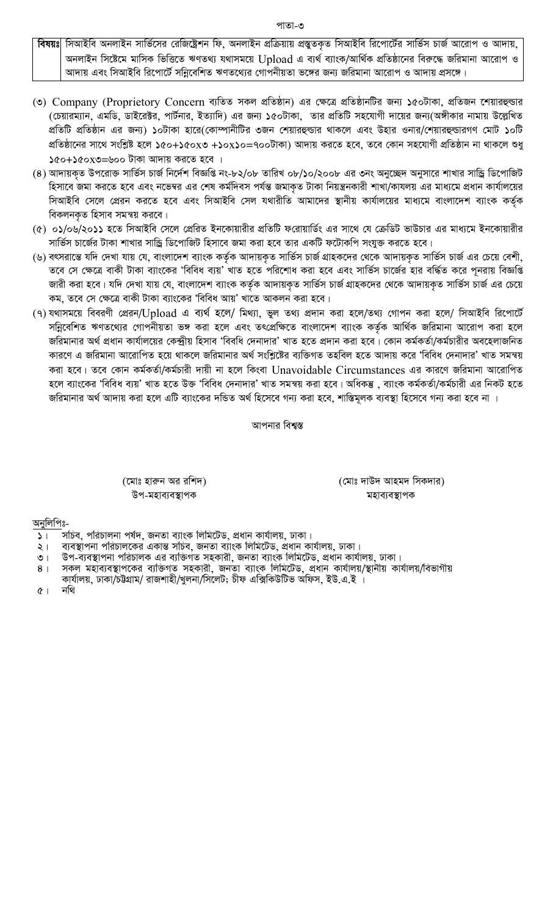**বিষয়ঃ** সিআইবি অনলাইন সার্ভিসের রেজিষ্ট্রেশন ফি, অনলাইন প্রক্রিয়ায় প্রস্তুতকৃত সিআইবি রিপোর্টের সার্ভিস চার্জ আরোপ ও আদায়, অনলাইন সিষ্টেমে মাসিক ভিত্তিতে ঋণতথ্য যথাসময়ে Upload এ ব্যর্থ ব্যাংক/আর্থিক প্রতিষ্ঠানের বিরুদ্ধে জরিমানা আরোপ ও আদায় এবং সিআইবি রিপোর্টে সন্নিবেশিত ঋণতথ্যের গোপনীয়তা ভঙ্গের জন্য জরিমানা আরোপ ও আদায় প্রসঙ্গে।

(৩) Company (Proprietory Concern ব্যতিত সকল প্রতিষ্ঠান) এর ক্ষেত্রে প্রতিষ্ঠানটির জন্য ১৫০টাকা, প্রতিজন শেয়ারহুল্ডার (চেয়ারম্যান, এমডি, ডাইরেক্টর, পার্টনার, ইত্যাদি) এর জন্য ১৫০টাকা, তার প্রতিটি সহযোগী দায়ের জন্য(অঙ্গীকার নামায় উল্লেখিত প্রতিটি প্রতিষ্ঠান এর জন্য) ১০টাকা হারে(কোম্পানীটির ৩জন শেয়ারহুল্ডার থাকলে এবং উহার ওনার/শেয়ারহুল্ডারগণ মোট ১০টি প্রতিষ্ঠানের সাথে সংশ্লিষ্ট হলে ১৫০+১৫০x৩ +১০x১০=৭০০টাকা) আদায় করতে হবে, তবে কোন সহযোগী প্রতিষ্ঠান না থাকলে শুধু ১৫০+১৫০x৩=৬০০ টাকা আদায় করতে হবে ।

(৪) আদায়কৃত উপরোক্ত সার্ভিস চার্জ নির্দেশ বিজ্ঞপ্তি নং-৮২/০৮ তারিখ ০৮/১০/২০০৮ এর ৩নং অনুচ্ছেদ অনুসারে শাখার সান্ড্রি ডিপোজিট হিসাবে জমা করতে হবে এবং নভেম্বর এর শেষ কর্মদিবস পর্যন্ত জমাকৃত টাকা নিয়ন্ত্রনকারী শাখা/কাযলয় এর মাধ্যমে প্রধান কার্যালয়ের সিআইবি সেলে প্রেরন করতে হবে এবং সিআইবি সেল যথারীতি আমাদের স্থানীয় কার্যালয়ের মাধ্যমে বাংলাদেশ ব্যাংক কর্তৃক বিকলনকৃত হিসাব সমন্বয় করবে।

(৫) ০১/০৬/২০১১ হতে সিআইবি সেলে প্রেরিত ইনকোয়ারীর প্রতিটি ফরোয়ার্ডিং এর সাথে যে ক্রেডিট ভাউচার এর মাধ্যমে ইনকোয়ারীর সার্ভিস চার্জের টাকা শাখার সান্ড্রি ডিপোজিট হিসাবে জমা করা হবে তার একটি ফটোকপি সংযুক্ত করতে হবে।

(৬) বৎসরান্তে যদি দেখা যায় যে, বাংলাদেশ ব্যাংক কর্তৃক আদায়কৃত সার্ভিস চার্জ গ্রাহকদের থেকে আদায়কৃত সার্ভিস চার্জ এর চেয়ে বেশী, তবে সে ক্ষেত্রে বাকী টাকা ব্যাংকের 'বিবিধ ব্যয়' খাত হতে পরিশোধ করা হবে এবং সার্ভিস চার্জের হার বর্দ্ধিত করে পুনরায় বিজ্ঞপ্তি জারী করা হবে। যদি দেখা যায় যে, বাংলাদেশ ব্যাংক কর্তৃক আদায়কৃত সার্ভিস চার্জ গ্রাহকদের থেকে আদায়কৃত সার্ভিস চার্জ এর চেয়ে কম, তবে সে ক্ষেত্রে বাকী টাকা ব্যাংকের 'বিবিধ আয়' খাতে আকলন করা হবে।

(৭) যথাসময়ে বিবরণী প্রেরন/Upload এ ব্যর্থ হলে/ মিথ্যা, ভুল তথ্য প্রদান করা হলে/তথ্য গোপন করা হলে/ সিআইবি রিপোর্টে সন্নিবেশিত ঋণতথ্যের গোপনীয়তা ভঙ্গ করা হলে এবং তৎপ্রেক্ষিতে বাংলাদেশ ব্যাংক কর্তৃক আর্থিক জরিমানা আরোপ করা হলে জরিমানার অর্থ প্রধান কার্যালয়ের কেন্দ্রীয় হিসাব 'বিবধি দেনাদার' খাত হতে প্রদান করা হবে। কোন কর্মকর্তা/কর্মচারীর অবহেলাজনিত কারণে এ জরিমানা আরোপিত হয়ে থাকলে জরিমানার অর্থ সংশ্লিষ্টের ব্যক্তিগত তহবিল হতে আদায় করে 'বিবিধ দেনাদার' খাত সমন্বয় করা হবে। তবে কোন কর্মকর্তা/কর্মচারী দায়ী না হলে কিংবা Unavoidable Circumstances এর কারণে জরিমানা আরোপিত হলে ব্যাংকের 'বিবিধ ব্যয়' খাত হতে উক্ত 'বিবিধ দেনাদার' খাত সমন্বয় করা হবে। অধিকন্তু , ব্যাংক কর্মকর্তা/কর্মচারী এর নিকট হতে জরিমানার অর্থ আদায় করা হলে এটি ব্যাংকের দন্ডিত অর্থ হিসেবে গন্য করা হবে, শাস্তিমূলক ব্যবস্থা হিসেবে গন্য করা হবে না ।

আপনার বিশ্বস্ত

(মোঃ হারুন অর রশিদ)
উপ-মহাব্যবস্থাপক

(মোঃ দাউদ আহমদ সিকদার)
মহাব্যবস্থাপক

অনুলিপিঃ-

১। সচিব, পরিচালনা পর্ষদ, জনতা ব্যাংক লিমিটেড, প্রধান কার্যালয়, ঢাকা।
২। ব্যবস্থাপনা পরিচালকের একান্ত সচিব, জনতা ব্যাংক লিমিটেড, প্রধান কার্যালয়, ঢাকা।
৩। উপ-ব্যবস্থাপনা পরিচালক এর ব্যক্তিগত সহকারী, জনতা ব্যাংক লিমিটেড, প্রধান কার্যালয়, ঢাকা।
৪। সকল মহাব্যবস্থাপকের ব্যক্তিগত সহকারী, জনতা ব্যাংক লিমিটেড, প্রধান কার্যালয়/স্থানীয় কার্যালয়/বিভাগীয় কার্যালয়, ঢাকা/চট্টগ্রাম/ রাজশাহী/খুলনা/সিলেট; চীফ এক্সিকিউটিভ অফিস, ইউ.এ.ই ।
৫। নথি